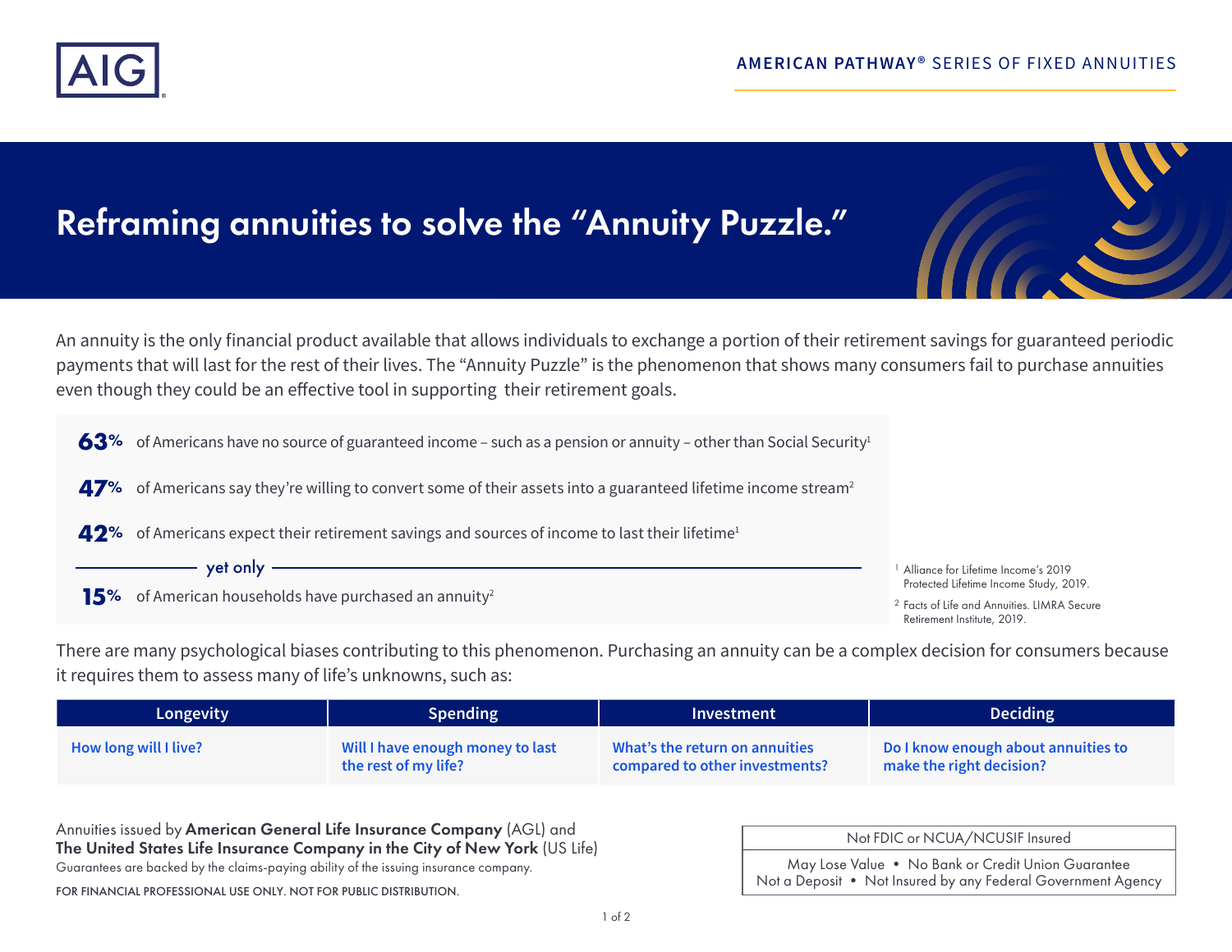AIG

AMERICAN PATHWAY® SERIES OF FIXED ANNUITIES

# Reframing annuities to solve the “Annuity Puzzle.”

An annuity is the only financial product available that allows individuals to exchange a portion of their retirement savings for guaranteed periodic payments that will last for the rest of their lives. The “Annuity Puzzle” is the phenomenon that shows many consumers fail to purchase annuities even though they could be an effective tool in supporting their retirement goals.

**63%** of Americans have no source of guaranteed income – such as a pension or annuity – other than Social Security[1]

**47%** of Americans say they’re willing to convert some of their assets into a guaranteed lifetime income stream[2]

**42%** of Americans expect their retirement savings and sources of income to last their lifetime[1]

yet only

**15%** of American households have purchased an annuity[2]

[1] Alliance for Lifetime Income’s 2019 Protected Lifetime Income Study, 2019.

[2] Facts of Life and Annuities. LIMRA Secure Retirement Institute, 2019.

There are many psychological biases contributing to this phenomenon. Purchasing an annuity can be a complex decision for consumers because it requires them to assess many of life’s unknowns, such as:

| Longevity | Spending | Investment | Deciding |
|---|---|---|---|
| How long will I live? | Will I have enough money to last the rest of my life? | What’s the return on annuities compared to other investments? | Do I know enough about annuities to make the right decision? |

Annuities issued by **American General Life Insurance Company** (AGL) and **The United States Life Insurance Company in the City of New York** (US Life)
Guarantees are backed by the claims-paying ability of the issuing insurance company.

FOR FINANCIAL PROFESSIONAL USE ONLY. NOT FOR PUBLIC DISTRIBUTION.

| Not FDIC or NCUA/NCUSIF Insured |
|---|
| May Lose Value • No Bank or Credit Union Guarantee<br>Not a Deposit • Not Insured by any Federal Government Agency |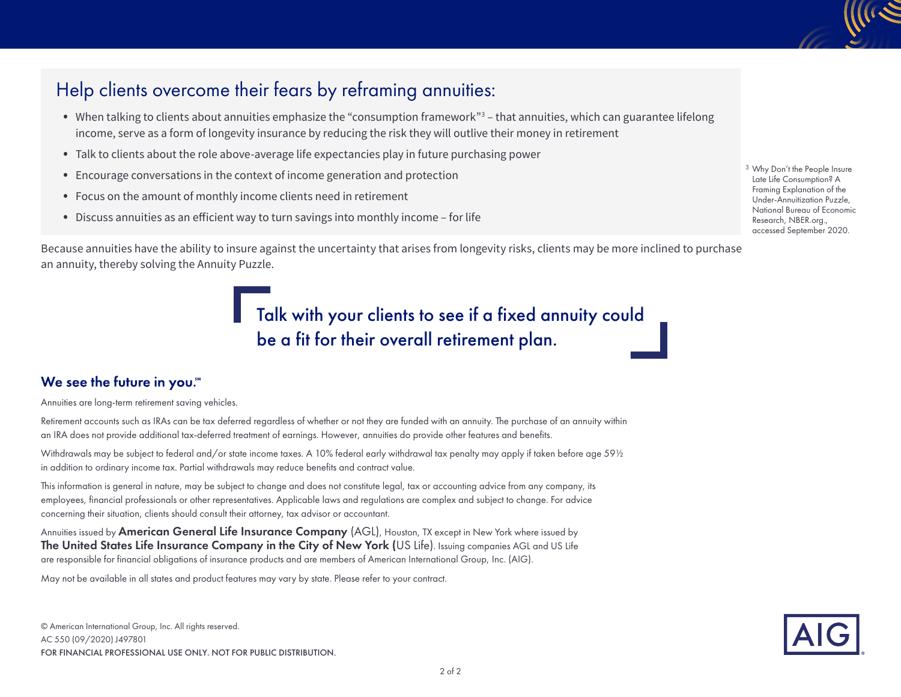## Help clients overcome their fears by reframing annuities:

- When talking to clients about annuities emphasize the "consumption framework"[3] – that annuities, which can guarantee lifelong income, serve as a form of longevity insurance by reducing the risk they will outlive their money in retirement
- Talk to clients about the role above-average life expectancies play in future purchasing power
- Encourage conversations in the context of income generation and protection
- Focus on the amount of monthly income clients need in retirement
- Discuss annuities as an efficient way to turn savings into monthly income – for life

[3] Why Don't the People Insure Late Life Consumption? A Framing Explanation of the Under-Annuitization Puzzle, National Bureau of Economic Research, NBER.org., accessed September 2020.

Because annuities have the ability to insure against the uncertainty that arises from longevity risks, clients may be more inclined to purchase an annuity, thereby solving the Annuity Puzzle.

**Talk with your clients to see if a fixed annuity could be a fit for their overall retirement plan.**

### We see the future in you.℠

Annuities are long-term retirement saving vehicles.

Retirement accounts such as IRAs can be tax deferred regardless of whether or not they are funded with an annuity. The purchase of an annuity within an IRA does not provide additional tax-deferred treatment of earnings. However, annuities do provide other features and benefits.

Withdrawals may be subject to federal and/or state income taxes. A 10% federal early withdrawal tax penalty may apply if taken before age 59½ in addition to ordinary income tax. Partial withdrawals may reduce benefits and contract value.

This information is general in nature, may be subject to change and does not constitute legal, tax or accounting advice from any company, its employees, financial professionals or other representatives. Applicable laws and regulations are complex and subject to change. For advice concerning their situation, clients should consult their attorney, tax advisor or accountant.

Annuities issued by **American General Life Insurance Company** (AGL), Houston, TX except in New York where issued by **The United States Life Insurance Company in the City of New York** (US Life). Issuing companies AGL and US Life are responsible for financial obligations of insurance products and are members of American International Group, Inc. (AIG).

May not be available in all states and product features may vary by state. Please refer to your contract.

© American International Group, Inc. All rights reserved.
AC 550 (09/2020) J497801
FOR FINANCIAL PROFESSIONAL USE ONLY. NOT FOR PUBLIC DISTRIBUTION.

AIG